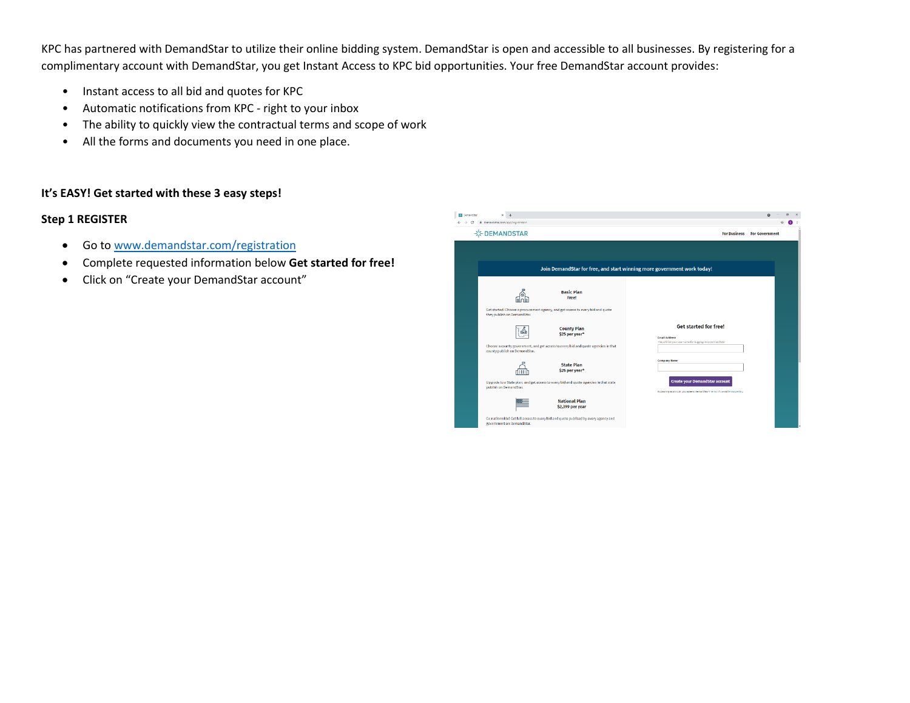KPC has partnered with DemandStar to utilize their online bidding system. DemandStar is open and accessible to all businesses. By registering for a complimentary account with DemandStar, you get Instant Access to KPC bid opportunities. Your free DemandStar account provides:

- Instant access to all bid and quotes for KPC
- Automatic notifications from KPC - right to your inbox
- The ability to quickly view the contractual terms and scope of work
- All the forms and documents you need in one place.

**It's EASY! Get started with these 3 easy steps!**

**Step 1 REGISTER**

- Go to [www.demandstar.com/registration](http://www.demandstar.com/registration)
- Complete requested information below **Get started for free!**
- Click on "Create your DemandStar account"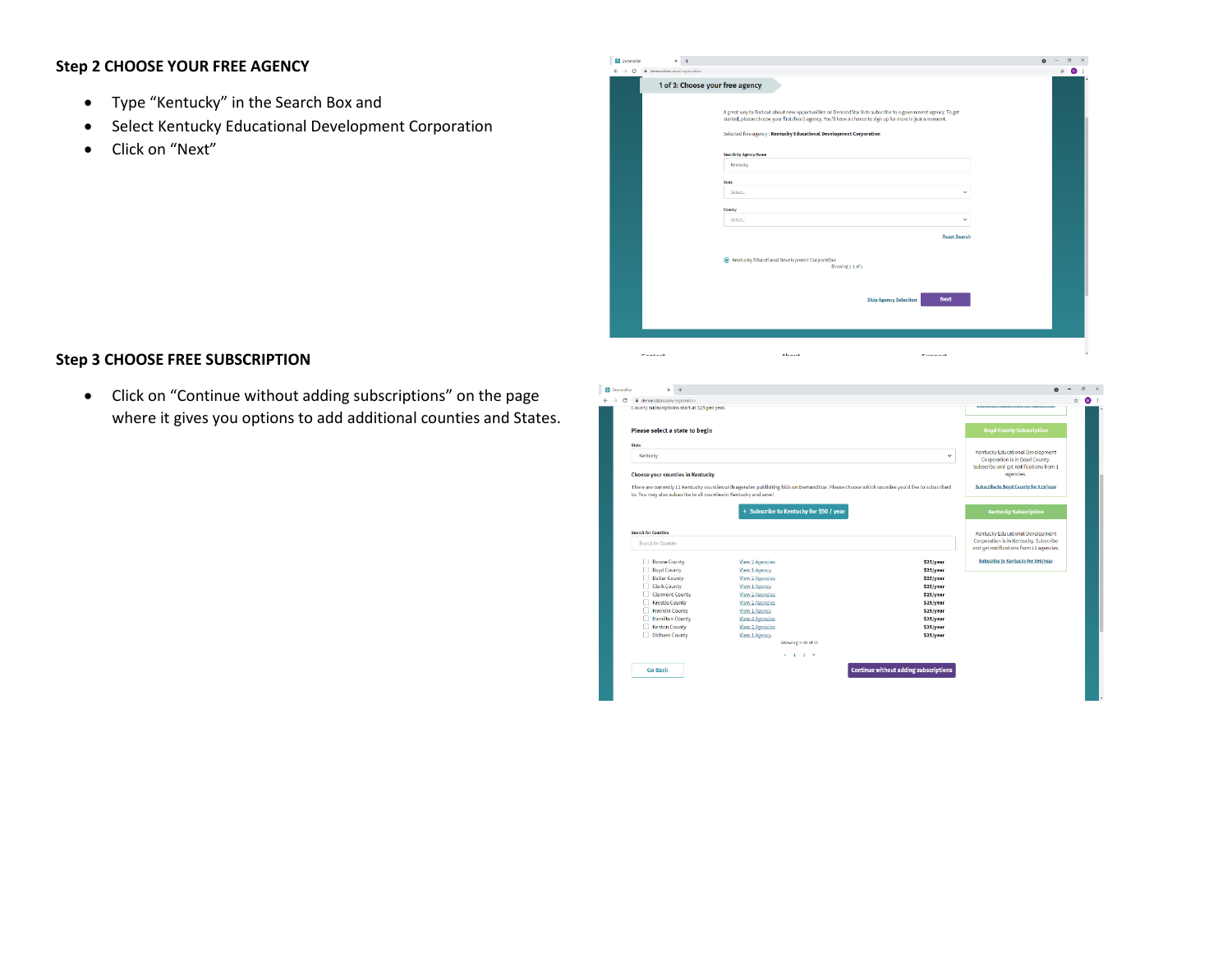**Step 2 CHOOSE YOUR FREE AGENCY**

- Type “Kentucky” in the Search Box and
- Select Kentucky Educational Development Corporation
- Click on “Next”

**Step 3 CHOOSE FREE SUBSCRIPTION**

- Click on “Continue without adding subscriptions” on the page where it gives you options to add additional counties and States.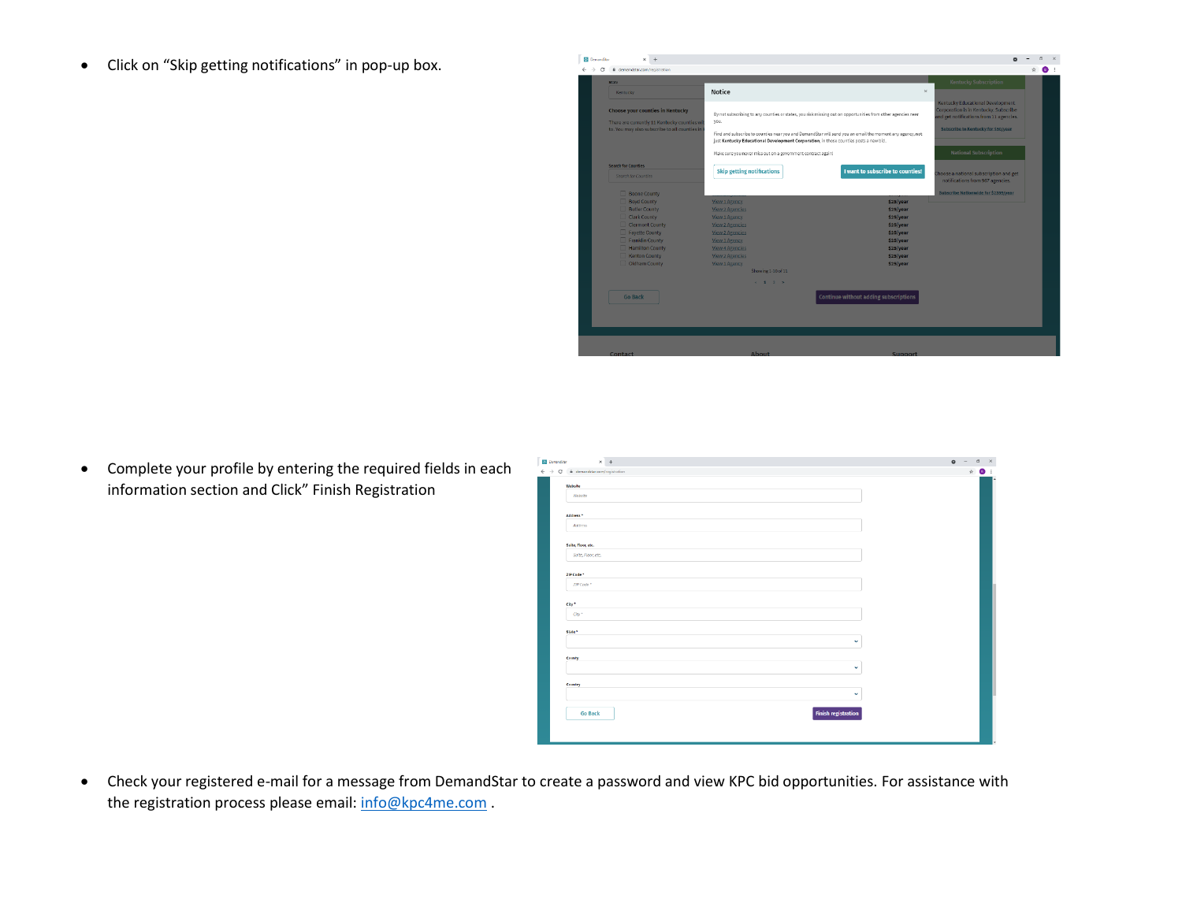- Click on “Skip getting notifications” in pop-up box.

- Complete your profile by entering the required fields in each information section and Click” Finish Registration

- Check your registered e-mail for a message from DemandStar to create a password and view KPC bid opportunities. For assistance with the registration process please email: info@kpc4me.com .